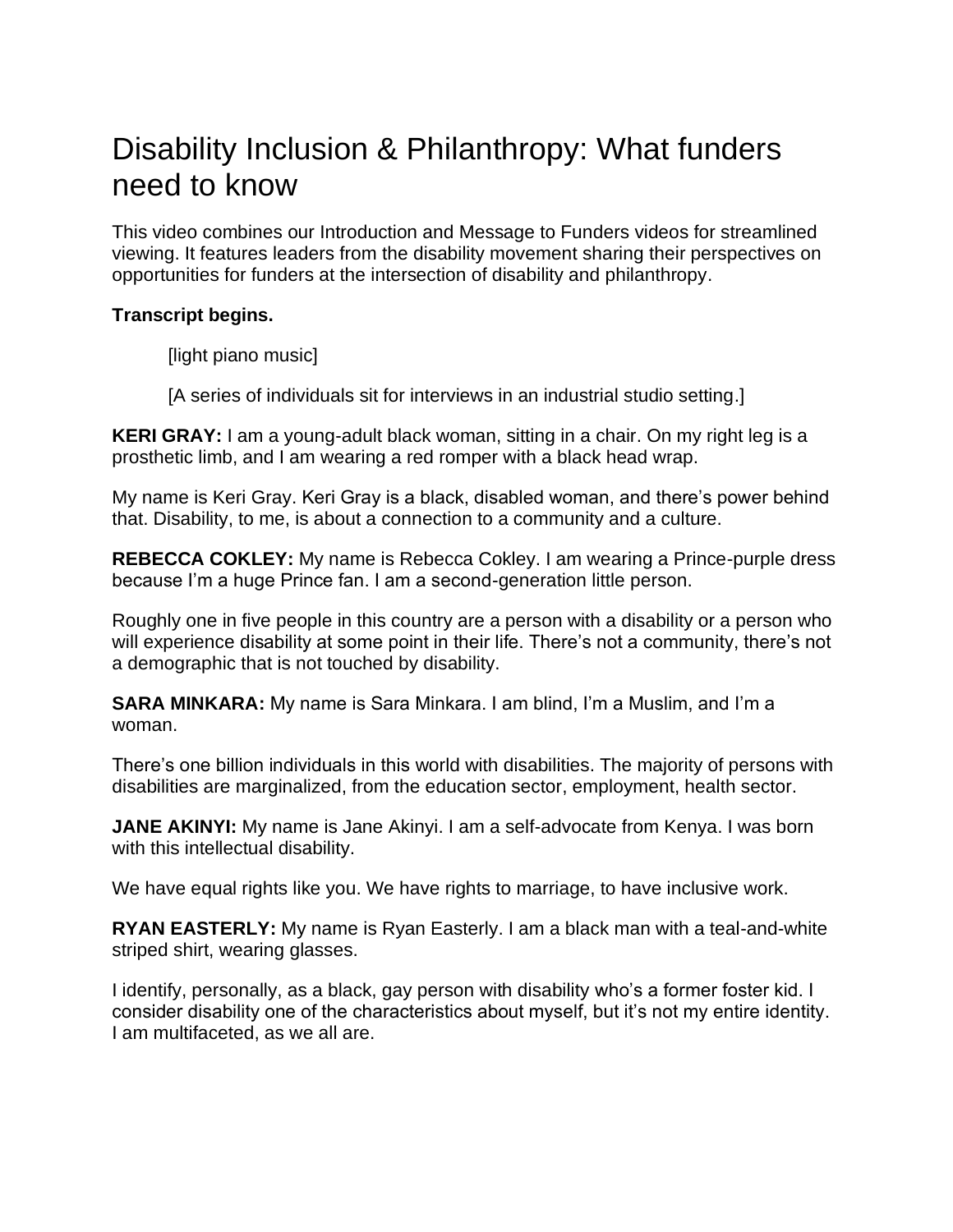# Disability Inclusion & Philanthropy: What funders need to know

This video combines our Introduction and Message to Funders videos for streamlined viewing. It features leaders from the disability movement sharing their perspectives on opportunities for funders at the intersection of disability and philanthropy.

**Transcript begins.**

> [light piano music]
>
> [A series of individuals sit for interviews in an industrial studio setting.]

**KERI GRAY:** I am a young-adult black woman, sitting in a chair. On my right leg is a prosthetic limb, and I am wearing a red romper with a black head wrap.

My name is Keri Gray. Keri Gray is a black, disabled woman, and there's power behind that. Disability, to me, is about a connection to a community and a culture.

**REBECCA COKLEY:** My name is Rebecca Cokley. I am wearing a Prince-purple dress because I'm a huge Prince fan. I am a second-generation little person.

Roughly one in five people in this country are a person with a disability or a person who will experience disability at some point in their life. There's not a community, there's not a demographic that is not touched by disability.

**SARA MINKARA:** My name is Sara Minkara. I am blind, I'm a Muslim, and I'm a woman.

There's one billion individuals in this world with disabilities. The majority of persons with disabilities are marginalized, from the education sector, employment, health sector.

**JANE AKINYI:** My name is Jane Akinyi. I am a self-advocate from Kenya. I was born with this intellectual disability.

We have equal rights like you. We have rights to marriage, to have inclusive work.

**RYAN EASTERLY:** My name is Ryan Easterly. I am a black man with a teal-and-white striped shirt, wearing glasses.

I identify, personally, as a black, gay person with disability who's a former foster kid. I consider disability one of the characteristics about myself, but it's not my entire identity. I am multifaceted, as we all are.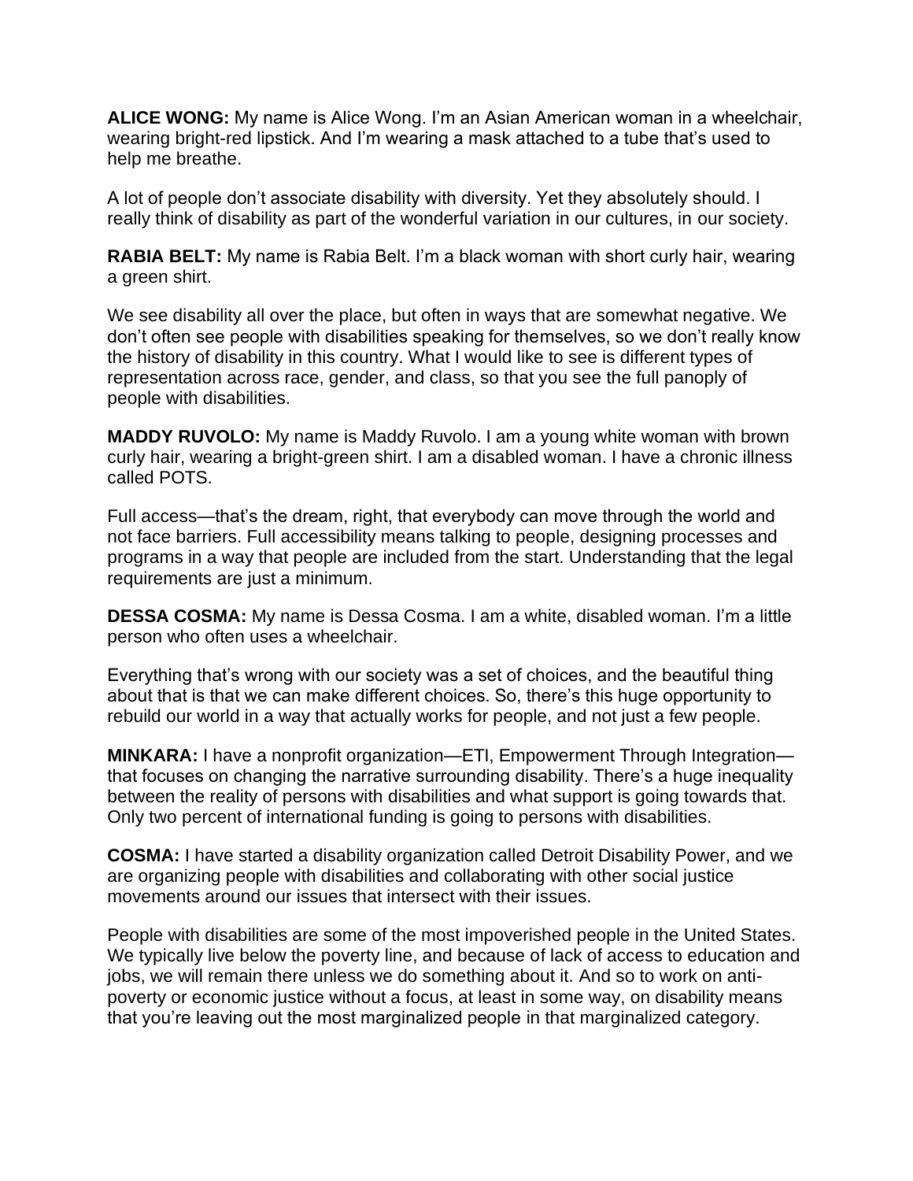**ALICE WONG:** My name is Alice Wong. I'm an Asian American woman in a wheelchair, wearing bright-red lipstick. And I'm wearing a mask attached to a tube that's used to help me breathe.

A lot of people don't associate disability with diversity. Yet they absolutely should. I really think of disability as part of the wonderful variation in our cultures, in our society.

**RABIA BELT:** My name is Rabia Belt. I'm a black woman with short curly hair, wearing a green shirt.

We see disability all over the place, but often in ways that are somewhat negative. We don't often see people with disabilities speaking for themselves, so we don't really know the history of disability in this country. What I would like to see is different types of representation across race, gender, and class, so that you see the full panoply of people with disabilities.

**MADDY RUVOLO:** My name is Maddy Ruvolo. I am a young white woman with brown curly hair, wearing a bright-green shirt. I am a disabled woman. I have a chronic illness called POTS.

Full access—that's the dream, right, that everybody can move through the world and not face barriers. Full accessibility means talking to people, designing processes and programs in a way that people are included from the start. Understanding that the legal requirements are just a minimum.

**DESSA COSMA:** My name is Dessa Cosma. I am a white, disabled woman. I'm a little person who often uses a wheelchair.

Everything that's wrong with our society was a set of choices, and the beautiful thing about that is that we can make different choices. So, there's this huge opportunity to rebuild our world in a way that actually works for people, and not just a few people.

**MINKARA:** I have a nonprofit organization—ETI, Empowerment Through Integration—that focuses on changing the narrative surrounding disability. There's a huge inequality between the reality of persons with disabilities and what support is going towards that. Only two percent of international funding is going to persons with disabilities.

**COSMA:** I have started a disability organization called Detroit Disability Power, and we are organizing people with disabilities and collaborating with other social justice movements around our issues that intersect with their issues.

People with disabilities are some of the most impoverished people in the United States. We typically live below the poverty line, and because of lack of access to education and jobs, we will remain there unless we do something about it. And so to work on anti-poverty or economic justice without a focus, at least in some way, on disability means that you're leaving out the most marginalized people in that marginalized category.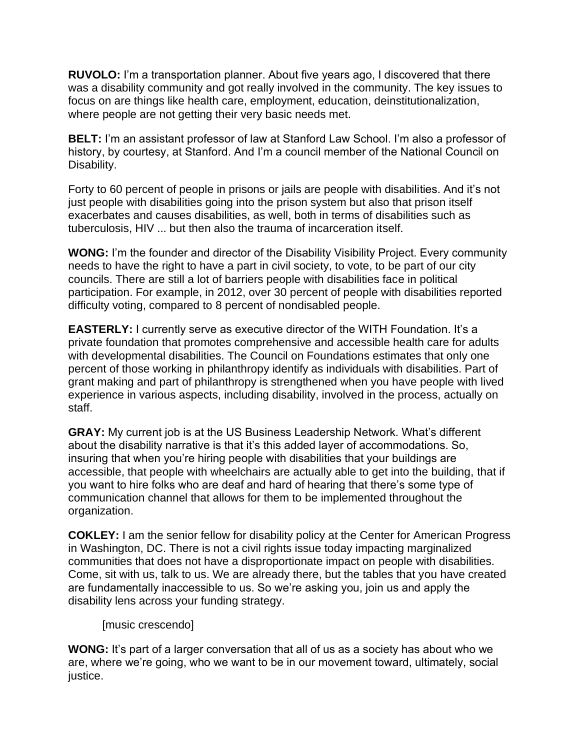**RUVOLO:** I'm a transportation planner. About five years ago, I discovered that there was a disability community and got really involved in the community. The key issues to focus on are things like health care, employment, education, deinstitutionalization, where people are not getting their very basic needs met.

**BELT:** I'm an assistant professor of law at Stanford Law School. I'm also a professor of history, by courtesy, at Stanford. And I'm a council member of the National Council on Disability.

Forty to 60 percent of people in prisons or jails are people with disabilities. And it's not just people with disabilities going into the prison system but also that prison itself exacerbates and causes disabilities, as well, both in terms of disabilities such as tuberculosis, HIV ... but then also the trauma of incarceration itself.

**WONG:** I'm the founder and director of the Disability Visibility Project. Every community needs to have the right to have a part in civil society, to vote, to be part of our city councils. There are still a lot of barriers people with disabilities face in political participation. For example, in 2012, over 30 percent of people with disabilities reported difficulty voting, compared to 8 percent of nondisabled people.

**EASTERLY:** I currently serve as executive director of the WITH Foundation. It's a private foundation that promotes comprehensive and accessible health care for adults with developmental disabilities. The Council on Foundations estimates that only one percent of those working in philanthropy identify as individuals with disabilities. Part of grant making and part of philanthropy is strengthened when you have people with lived experience in various aspects, including disability, involved in the process, actually on staff.

**GRAY:** My current job is at the US Business Leadership Network. What's different about the disability narrative is that it's this added layer of accommodations. So, insuring that when you're hiring people with disabilities that your buildings are accessible, that people with wheelchairs are actually able to get into the building, that if you want to hire folks who are deaf and hard of hearing that there's some type of communication channel that allows for them to be implemented throughout the organization.

**COKLEY:** I am the senior fellow for disability policy at the Center for American Progress in Washington, DC. There is not a civil rights issue today impacting marginalized communities that does not have a disproportionate impact on people with disabilities. Come, sit with us, talk to us. We are already there, but the tables that you have created are fundamentally inaccessible to us. So we're asking you, join us and apply the disability lens across your funding strategy.

[music crescendo]

**WONG:** It's part of a larger conversation that all of us as a society has about who we are, where we're going, who we want to be in our movement toward, ultimately, social justice.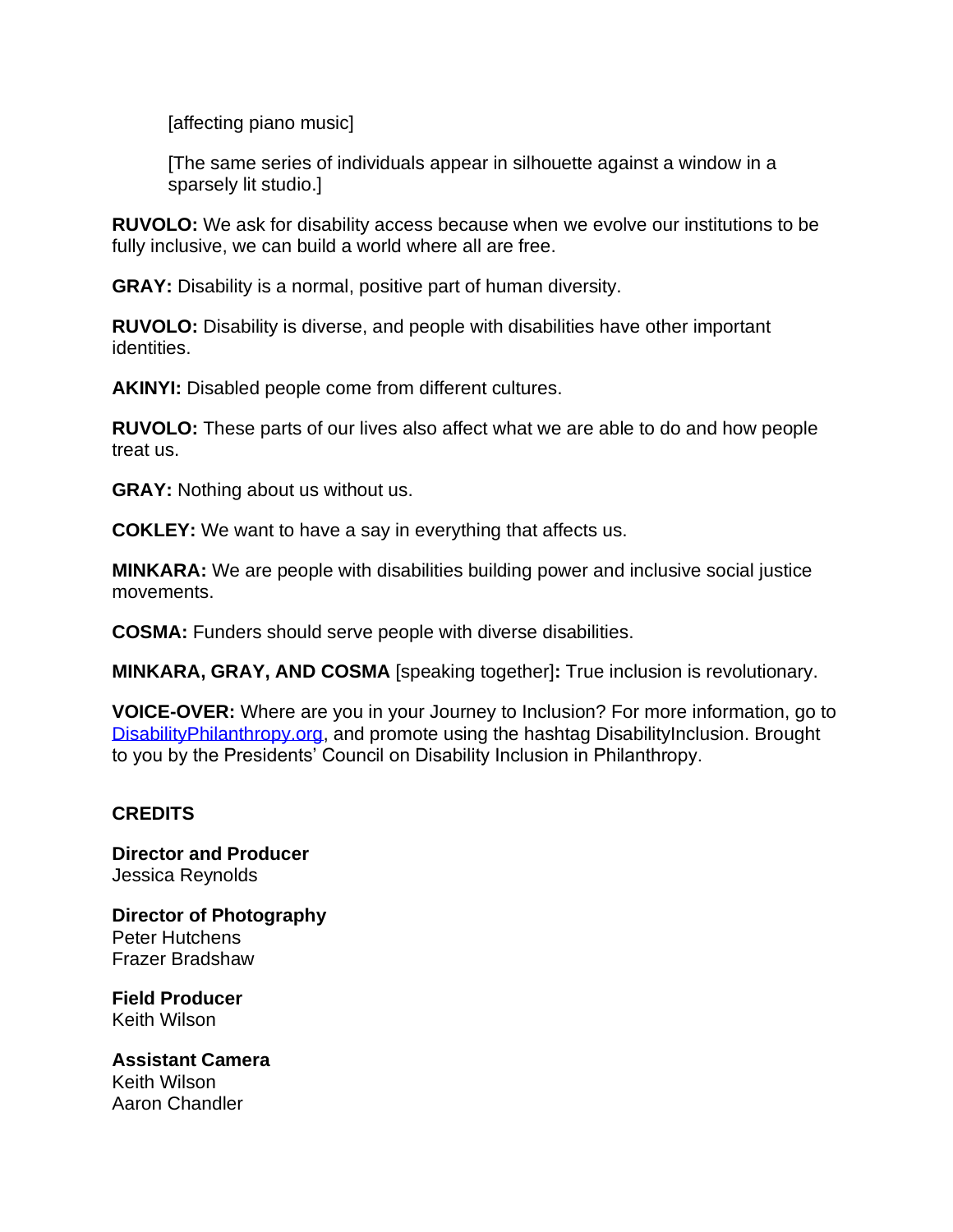[affecting piano music]

[The same series of individuals appear in silhouette against a window in a sparsely lit studio.]

**RUVOLO:** We ask for disability access because when we evolve our institutions to be fully inclusive, we can build a world where all are free.

**GRAY:** Disability is a normal, positive part of human diversity.

**RUVOLO:** Disability is diverse, and people with disabilities have other important identities.

**AKINYI:** Disabled people come from different cultures.

**RUVOLO:** These parts of our lives also affect what we are able to do and how people treat us.

**GRAY:** Nothing about us without us.

**COKLEY:** We want to have a say in everything that affects us.

**MINKARA:** We are people with disabilities building power and inclusive social justice movements.

**COSMA:** Funders should serve people with diverse disabilities.

**MINKARA, GRAY, AND COSMA** [speaking together]**:** True inclusion is revolutionary.

**VOICE-OVER:** Where are you in your Journey to Inclusion? For more information, go to [DisabilityPhilanthropy.org](http://DisabilityPhilanthropy.org), and promote using the hashtag DisabilityInclusion. Brought to you by the Presidents' Council on Disability Inclusion in Philanthropy.

**CREDITS**

**Director and Producer**
Jessica Reynolds

**Director of Photography**
Peter Hutchens
Frazer Bradshaw

**Field Producer**
Keith Wilson

**Assistant Camera**
Keith Wilson
Aaron Chandler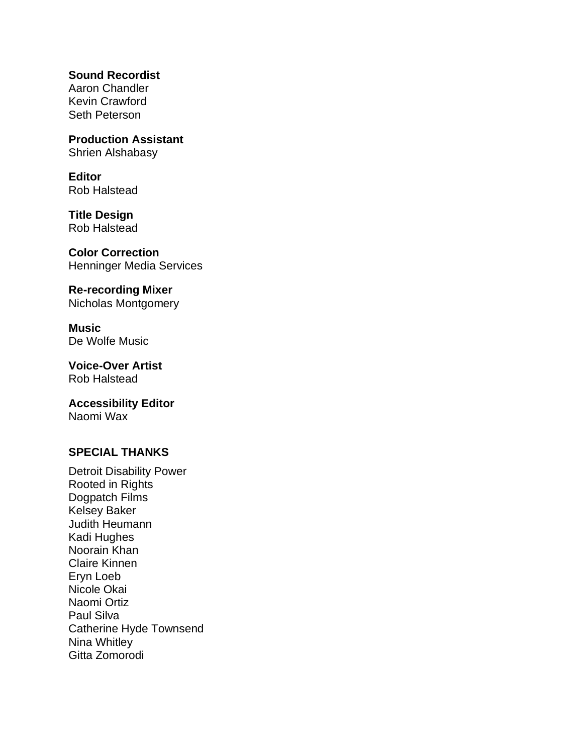**Sound Recordist**
Aaron Chandler
Kevin Crawford
Seth Peterson

**Production Assistant**
Shrien Alshabasy

**Editor**
Rob Halstead

**Title Design**
Rob Halstead

**Color Correction**
Henninger Media Services

**Re-recording Mixer**
Nicholas Montgomery

**Music**
De Wolfe Music

**Voice-Over Artist**
Rob Halstead

**Accessibility Editor**
Naomi Wax

**SPECIAL THANKS**

Detroit Disability Power
Rooted in Rights
Dogpatch Films
Kelsey Baker
Judith Heumann
Kadi Hughes
Noorain Khan
Claire Kinnen
Eryn Loeb
Nicole Okai
Naomi Ortiz
Paul Silva
Catherine Hyde Townsend
Nina Whitley
Gitta Zomorodi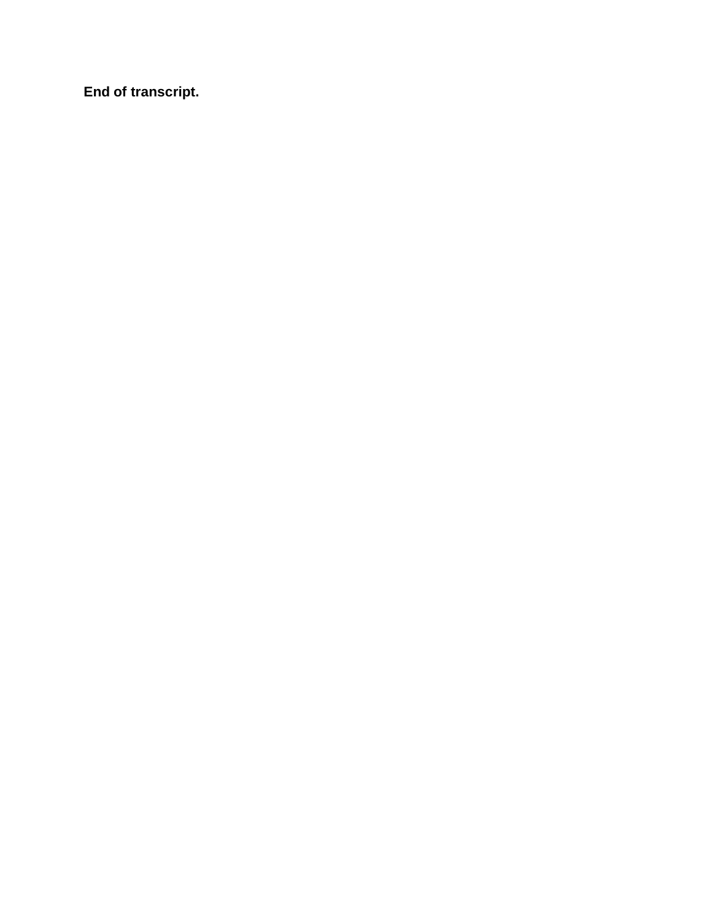**End of transcript.**